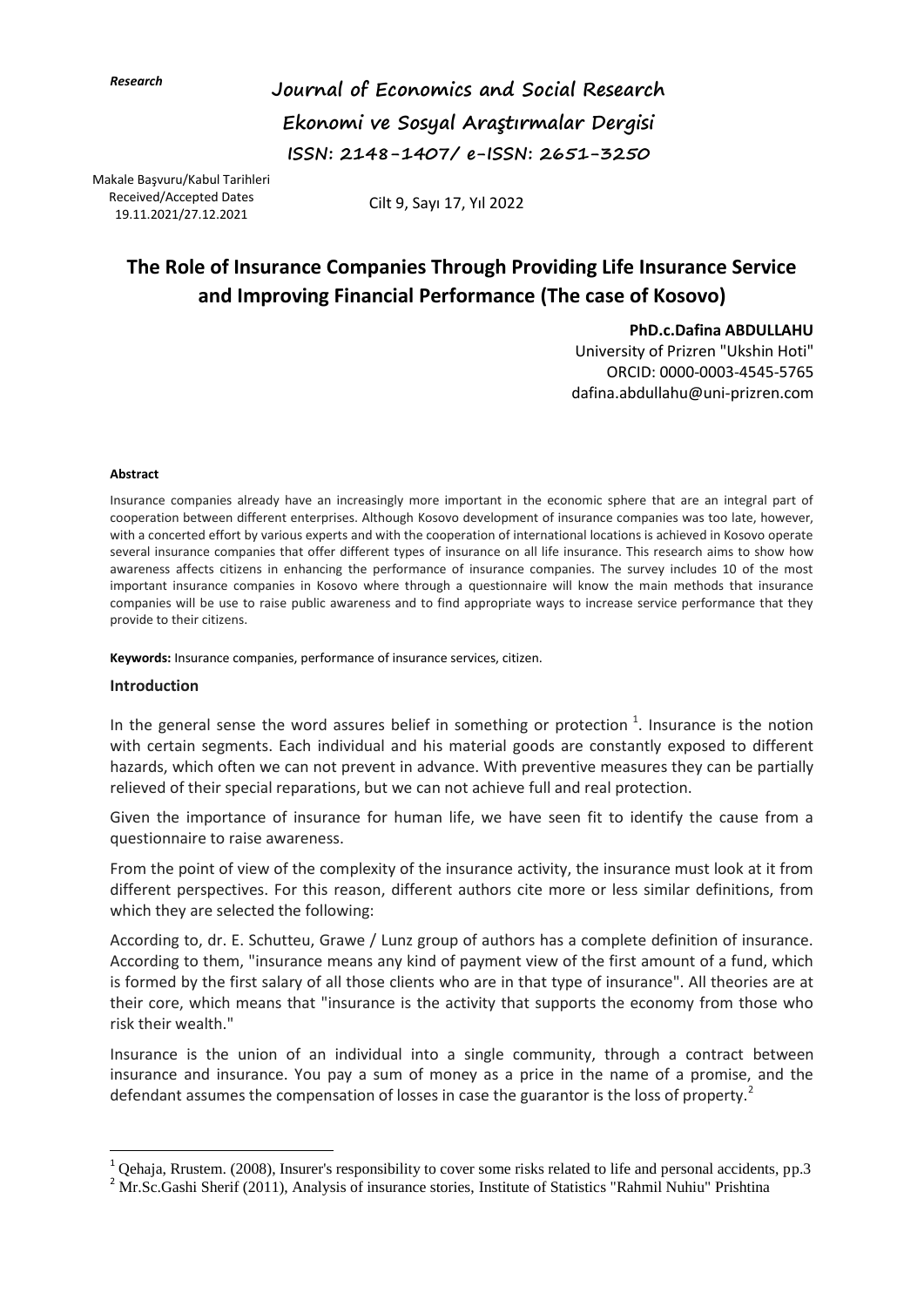*Research*

**Journal of Economics and Social Research**
**Ekonomi ve Sosyal Araştırmalar Dergisi**
**ISSN: 2148-1407/ e-ISSN: 2651-3250**

Makale Başvuru/Kabul Tarihleri
Received/Accepted Dates
19.11.2021/27.12.2021

Cilt 9, Sayı 17, Yıl 2022

# The Role of Insurance Companies Through Providing Life Insurance Service and Improving Financial Performance (The case of Kosovo)

**PhD.c.Dafina ABDULLAHU**
University of Prizren "Ukshin Hoti"
ORCID: 0000-0003-4545-5765
dafina.abdullahu@uni-prizren.com

**Abstract**

Insurance companies already have an increasingly more important in the economic sphere that are an integral part of cooperation between different enterprises. Although Kosovo development of insurance companies was too late, however, with a concerted effort by various experts and with the cooperation of international locations is achieved in Kosovo operate several insurance companies that offer different types of insurance on all life insurance. This research aims to show how awareness affects citizens in enhancing the performance of insurance companies. The survey includes 10 of the most important insurance companies in Kosovo where through a questionnaire will know the main methods that insurance companies will be use to raise public awareness and to find appropriate ways to increase service performance that they provide to their citizens.

**Keywords:** Insurance companies, performance of insurance services, citizen.

## Introduction

In the general sense the word assures belief in something or protection [1]. Insurance is the notion with certain segments. Each individual and his material goods are constantly exposed to different hazards, which often we can not prevent in advance. With preventive measures they can be partially relieved of their special reparations, but we can not achieve full and real protection.

Given the importance of insurance for human life, we have seen fit to identify the cause from a questionnaire to raise awareness.

From the point of view of the complexity of the insurance activity, the insurance must look at it from different perspectives. For this reason, different authors cite more or less similar definitions, from which they are selected the following:

According to, dr. E. Schutteu, Grawe / Lunz group of authors has a complete definition of insurance. According to them, "insurance means any kind of payment view of the first amount of a fund, which is formed by the first salary of all those clients who are in that type of insurance". All theories are at their core, which means that "insurance is the activity that supports the economy from those who risk their wealth."

Insurance is the union of an individual into a single community, through a contract between insurance and insurance. You pay a sum of money as a price in the name of a promise, and the defendant assumes the compensation of losses in case the guarantor is the loss of property.[2]

---

[1] Qehaja, Rrustem. (2008), Insurer's responsibility to cover some risks related to life and personal accidents, pp.3

[2] Mr.Sc.Gashi Sherif (2011), Analysis of insurance stories, Institute of Statistics "Rahmil Nuhiu" Prishtina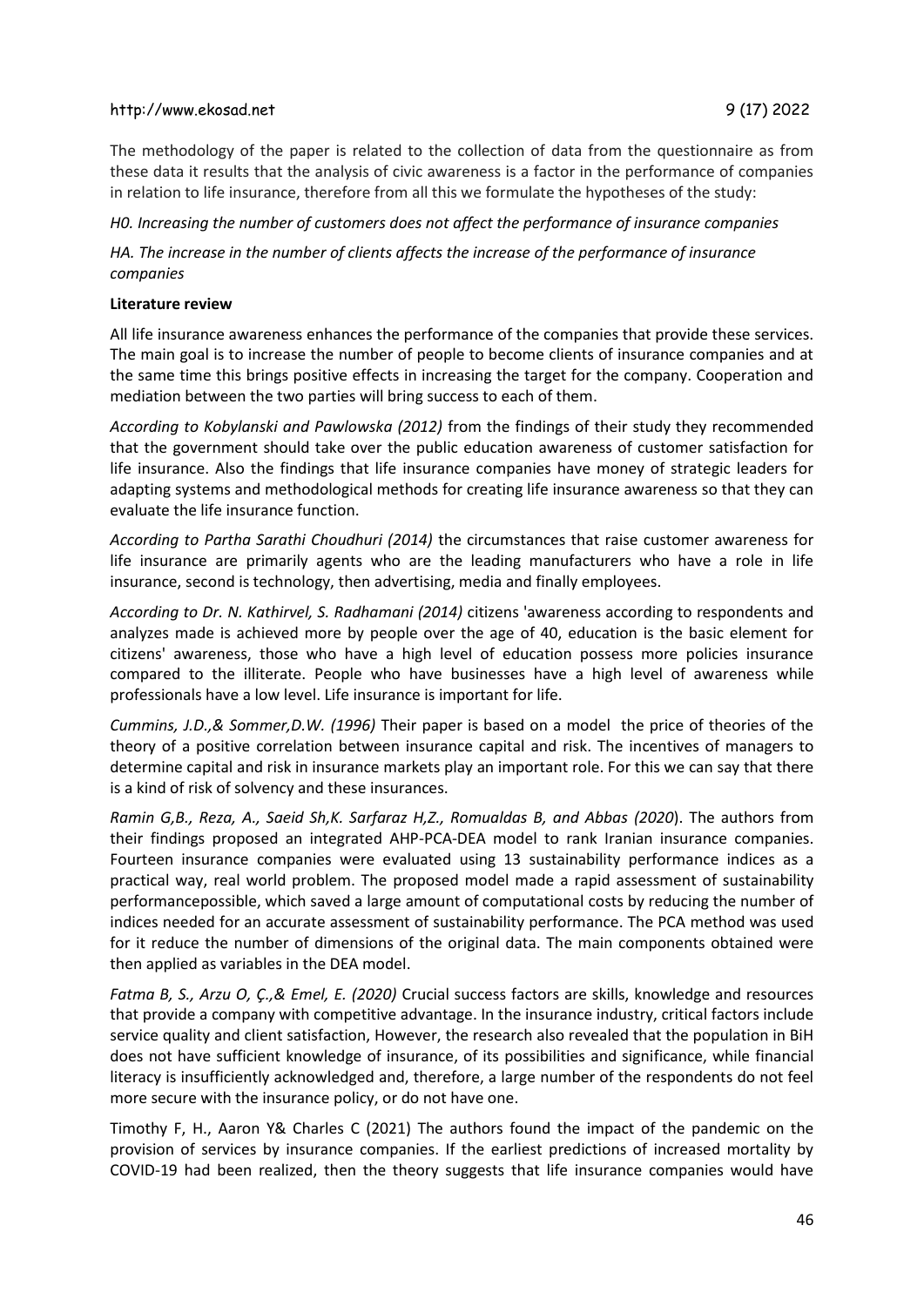The methodology of the paper is related to the collection of data from the questionnaire as from these data it results that the analysis of civic awareness is a factor in the performance of companies in relation to life insurance, therefore from all this we formulate the hypotheses of the study:

*H0. Increasing the number of customers does not affect the performance of insurance companies*

*HA. The increase in the number of clients affects the increase of the performance of insurance companies*

**Literature review**

All life insurance awareness enhances the performance of the companies that provide these services. The main goal is to increase the number of people to become clients of insurance companies and at the same time this brings positive effects in increasing the target for the company. Cooperation and mediation between the two parties will bring success to each of them.

*According to Kobylanski and Pawlowska (2012)* from the findings of their study they recommended that the government should take over the public education awareness of customer satisfaction for life insurance. Also the findings that life insurance companies have money of strategic leaders for adapting systems and methodological methods for creating life insurance awareness so that they can evaluate the life insurance function.

*According to Partha Sarathi Choudhuri (2014)* the circumstances that raise customer awareness for life insurance are primarily agents who are the leading manufacturers who have a role in life insurance, second is technology, then advertising, media and finally employees.

*According to Dr. N. Kathirvel, S. Radhamani (2014)* citizens 'awareness according to respondents and analyzes made is achieved more by people over the age of 40, education is the basic element for citizens' awareness, those who have a high level of education possess more policies insurance compared to the illiterate. People who have businesses have a high level of awareness while professionals have a low level. Life insurance is important for life.

*Cummins, J.D.,& Sommer,D.W. (1996)* Their paper is based on a model the price of theories of the theory of a positive correlation between insurance capital and risk. The incentives of managers to determine capital and risk in insurance markets play an important role. For this we can say that there is a kind of risk of solvency and these insurances.

*Ramin G,B., Reza, A., Saeid Sh,K. Sarfaraz H,Z., Romualdas B, and Abbas (2020*). The authors from their findings proposed an integrated AHP-PCA-DEA model to rank Iranian insurance companies. Fourteen insurance companies were evaluated using 13 sustainability performance indices as a practical way, real world problem. The proposed model made a rapid assessment of sustainability performancepossible, which saved a large amount of computational costs by reducing the number of indices needed for an accurate assessment of sustainability performance. The PCA method was used for it reduce the number of dimensions of the original data. The main components obtained were then applied as variables in the DEA model.

*Fatma B, S., Arzu O, Ç.,& Emel, E. (2020)* Crucial success factors are skills, knowledge and resources that provide a company with competitive advantage. In the insurance industry, critical factors include service quality and client satisfaction, However, the research also revealed that the population in BiH does not have sufficient knowledge of insurance, of its possibilities and significance, while financial literacy is insufficiently acknowledged and, therefore, a large number of the respondents do not feel more secure with the insurance policy, or do not have one.

Timothy F, H., Aaron Y& Charles C (2021) The authors found the impact of the pandemic on the provision of services by insurance companies. If the earliest predictions of increased mortality by COVID-19 had been realized, then the theory suggests that life insurance companies would have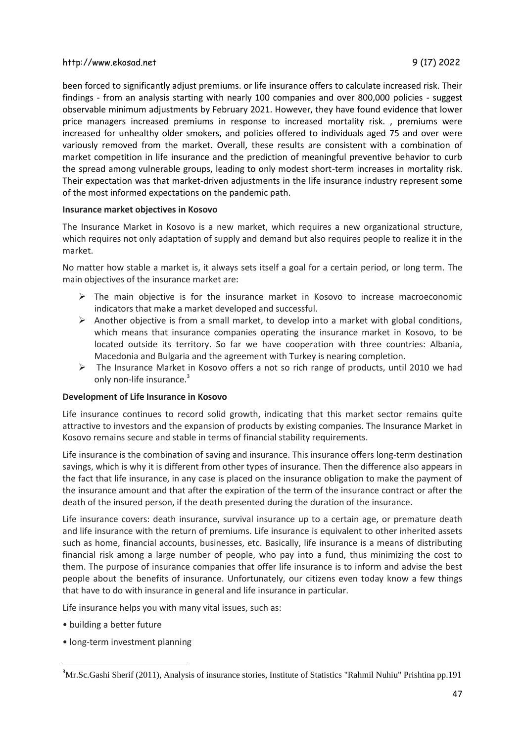been forced to significantly adjust premiums. or life insurance offers to calculate increased risk. Their findings - from an analysis starting with nearly 100 companies and over 800,000 policies - suggest observable minimum adjustments by February 2021. However, they have found evidence that lower price managers increased premiums in response to increased mortality risk. , premiums were increased for unhealthy older smokers, and policies offered to individuals aged 75 and over were variously removed from the market. Overall, these results are consistent with a combination of market competition in life insurance and the prediction of meaningful preventive behavior to curb the spread among vulnerable groups, leading to only modest short-term increases in mortality risk. Their expectation was that market-driven adjustments in the life insurance industry represent some of the most informed expectations on the pandemic path.

**Insurance market objectives in Kosovo**

The Insurance Market in Kosovo is a new market, which requires a new organizational structure, which requires not only adaptation of supply and demand but also requires people to realize it in the market.

No matter how stable a market is, it always sets itself a goal for a certain period, or long term. The main objectives of the insurance market are:

- The main objective is for the insurance market in Kosovo to increase macroeconomic indicators that make a market developed and successful.
- Another objective is from a small market, to develop into a market with global conditions, which means that insurance companies operating the insurance market in Kosovo, to be located outside its territory. So far we have cooperation with three countries: Albania, Macedonia and Bulgaria and the agreement with Turkey is nearing completion.
- The Insurance Market in Kosovo offers a not so rich range of products, until 2010 we had only non-life insurance.[3]

**Development of Life Insurance in Kosovo**

Life insurance continues to record solid growth, indicating that this market sector remains quite attractive to investors and the expansion of products by existing companies. The Insurance Market in Kosovo remains secure and stable in terms of financial stability requirements.

Life insurance is the combination of saving and insurance. This insurance offers long-term destination savings, which is why it is different from other types of insurance. Then the difference also appears in the fact that life insurance, in any case is placed on the insurance obligation to make the payment of the insurance amount and that after the expiration of the term of the insurance contract or after the death of the insured person, if the death presented during the duration of the insurance.

Life insurance covers: death insurance, survival insurance up to a certain age, or premature death and life insurance with the return of premiums. Life insurance is equivalent to other inherited assets such as home, financial accounts, businesses, etc. Basically, life insurance is a means of distributing financial risk among a large number of people, who pay into a fund, thus minimizing the cost to them. The purpose of insurance companies that offer life insurance is to inform and advise the best people about the benefits of insurance. Unfortunately, our citizens even today know a few things that have to do with insurance in general and life insurance in particular.

Life insurance helps you with many vital issues, such as:

- building a better future
- long-term investment planning

[3]Mr.Sc.Gashi Sherif (2011), Analysis of insurance stories, Institute of Statistics "Rahmil Nuhiu" Prishtina pp.191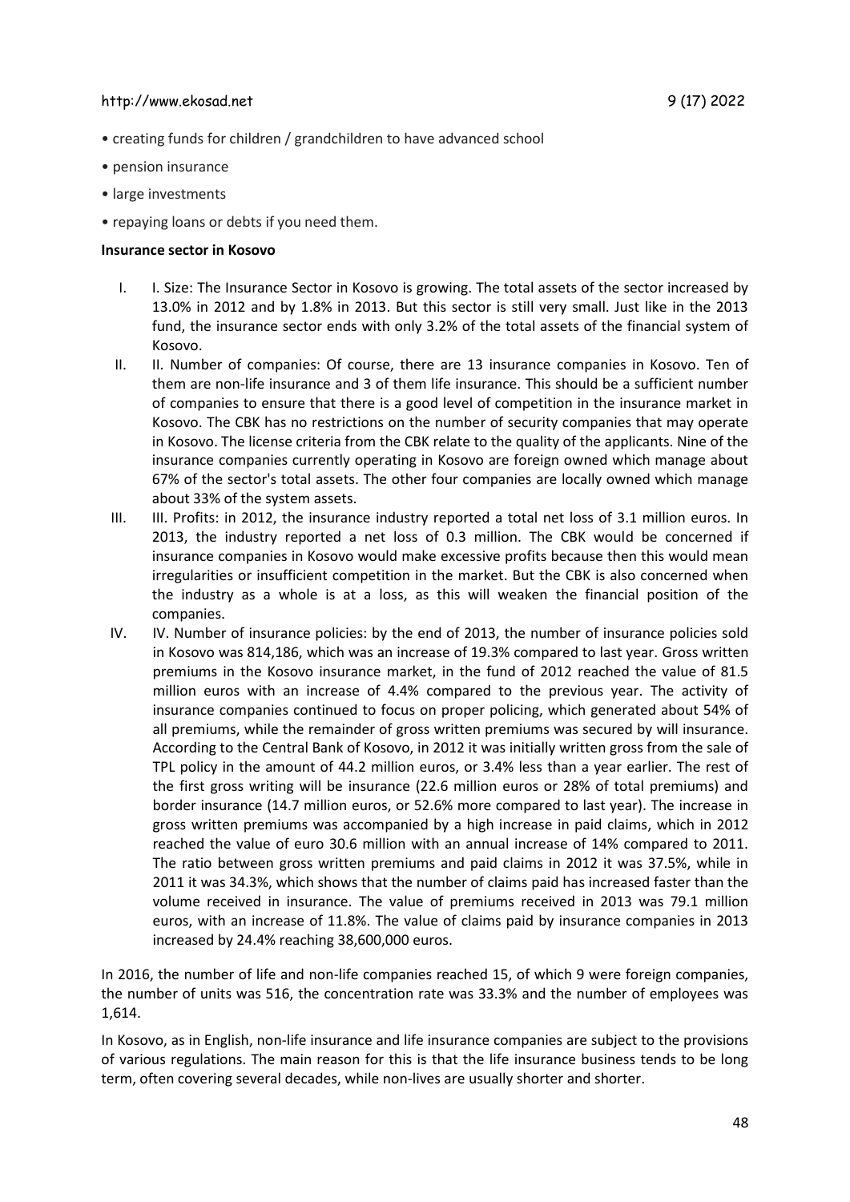- creating funds for children / grandchildren to have advanced school
- pension insurance
- large investments
- repaying loans or debts if you need them.

**Insurance sector in Kosovo**

I. I. Size: The Insurance Sector in Kosovo is growing. The total assets of the sector increased by 13.0% in 2012 and by 1.8% in 2013. But this sector is still very small. Just like in the 2013 fund, the insurance sector ends with only 3.2% of the total assets of the financial system of Kosovo.

II. II. Number of companies: Of course, there are 13 insurance companies in Kosovo. Ten of them are non-life insurance and 3 of them life insurance. This should be a sufficient number of companies to ensure that there is a good level of competition in the insurance market in Kosovo. The CBK has no restrictions on the number of security companies that may operate in Kosovo. The license criteria from the CBK relate to the quality of the applicants. Nine of the insurance companies currently operating in Kosovo are foreign owned which manage about 67% of the sector's total assets. The other four companies are locally owned which manage about 33% of the system assets.

III. III. Profits: in 2012, the insurance industry reported a total net loss of 3.1 million euros. In 2013, the industry reported a net loss of 0.3 million. The CBK would be concerned if insurance companies in Kosovo would make excessive profits because then this would mean irregularities or insufficient competition in the market. But the CBK is also concerned when the industry as a whole is at a loss, as this will weaken the financial position of the companies.

IV. IV. Number of insurance policies: by the end of 2013, the number of insurance policies sold in Kosovo was 814,186, which was an increase of 19.3% compared to last year. Gross written premiums in the Kosovo insurance market, in the fund of 2012 reached the value of 81.5 million euros with an increase of 4.4% compared to the previous year. The activity of insurance companies continued to focus on proper policing, which generated about 54% of all premiums, while the remainder of gross written premiums was secured by will insurance. According to the Central Bank of Kosovo, in 2012 it was initially written gross from the sale of TPL policy in the amount of 44.2 million euros, or 3.4% less than a year earlier. The rest of the first gross writing will be insurance (22.6 million euros or 28% of total premiums) and border insurance (14.7 million euros, or 52.6% more compared to last year). The increase in gross written premiums was accompanied by a high increase in paid claims, which in 2012 reached the value of euro 30.6 million with an annual increase of 14% compared to 2011. The ratio between gross written premiums and paid claims in 2012 it was 37.5%, while in 2011 it was 34.3%, which shows that the number of claims paid has increased faster than the volume received in insurance. The value of premiums received in 2013 was 79.1 million euros, with an increase of 11.8%. The value of claims paid by insurance companies in 2013 increased by 24.4% reaching 38,600,000 euros.

In 2016, the number of life and non-life companies reached 15, of which 9 were foreign companies, the number of units was 516, the concentration rate was 33.3% and the number of employees was 1,614.

In Kosovo, as in English, non-life insurance and life insurance companies are subject to the provisions of various regulations. The main reason for this is that the life insurance business tends to be long term, often covering several decades, while non-lives are usually shorter and shorter.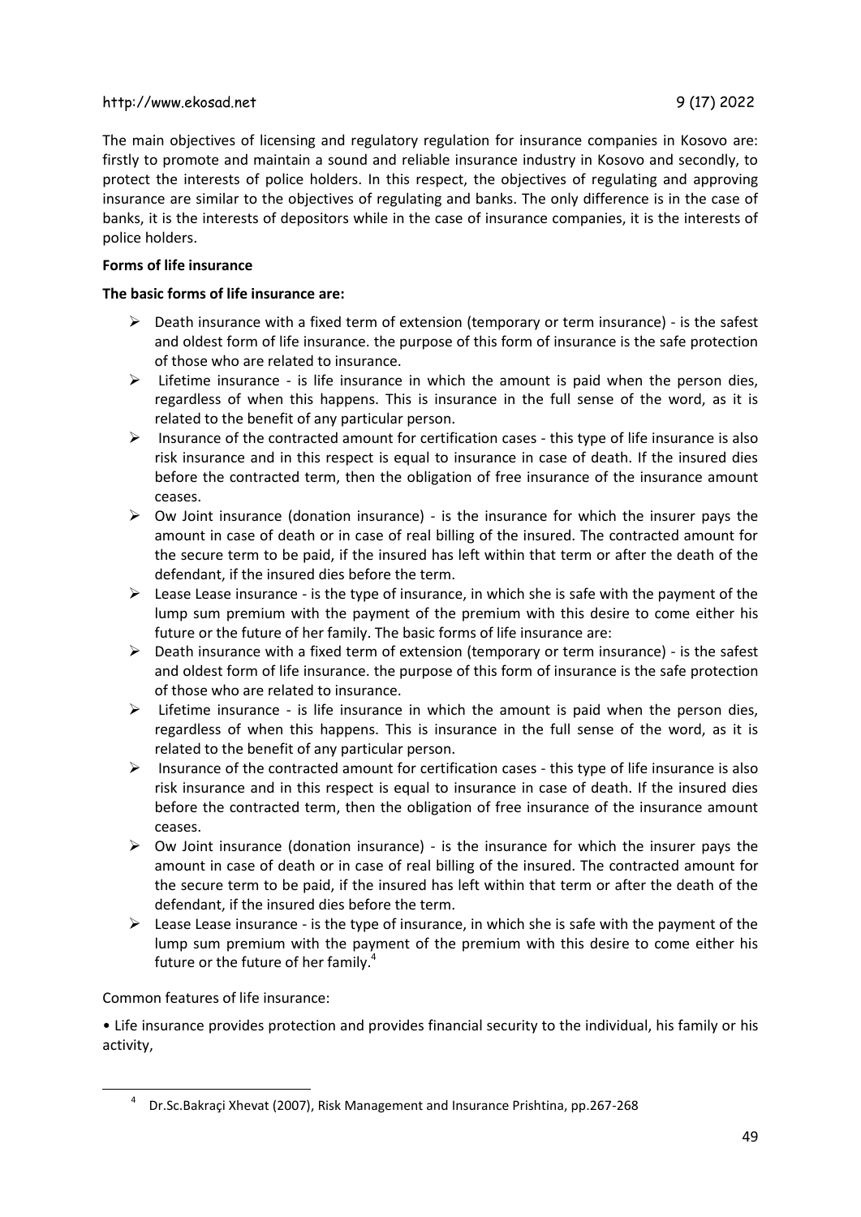The main objectives of licensing and regulatory regulation for insurance companies in Kosovo are: firstly to promote and maintain a sound and reliable insurance industry in Kosovo and secondly, to protect the interests of police holders. In this respect, the objectives of regulating and approving insurance are similar to the objectives of regulating and banks. The only difference is in the case of banks, it is the interests of depositors while in the case of insurance companies, it is the interests of police holders.

**Forms of life insurance**

**The basic forms of life insurance are:**

- Death insurance with a fixed term of extension (temporary or term insurance) - is the safest and oldest form of life insurance. the purpose of this form of insurance is the safe protection of those who are related to insurance.
- Lifetime insurance - is life insurance in which the amount is paid when the person dies, regardless of when this happens. This is insurance in the full sense of the word, as it is related to the benefit of any particular person.
- Insurance of the contracted amount for certification cases - this type of life insurance is also risk insurance and in this respect is equal to insurance in case of death. If the insured dies before the contracted term, then the obligation of free insurance of the insurance amount ceases.
- Ow Joint insurance (donation insurance) - is the insurance for which the insurer pays the amount in case of death or in case of real billing of the insured. The contracted amount for the secure term to be paid, if the insured has left within that term or after the death of the defendant, if the insured dies before the term.
- Lease Lease insurance - is the type of insurance, in which she is safe with the payment of the lump sum premium with the payment of the premium with this desire to come either his future or the future of her family. The basic forms of life insurance are:
- Death insurance with a fixed term of extension (temporary or term insurance) - is the safest and oldest form of life insurance. the purpose of this form of insurance is the safe protection of those who are related to insurance.
- Lifetime insurance - is life insurance in which the amount is paid when the person dies, regardless of when this happens. This is insurance in the full sense of the word, as it is related to the benefit of any particular person.
- Insurance of the contracted amount for certification cases - this type of life insurance is also risk insurance and in this respect is equal to insurance in case of death. If the insured dies before the contracted term, then the obligation of free insurance of the insurance amount ceases.
- Ow Joint insurance (donation insurance) - is the insurance for which the insurer pays the amount in case of death or in case of real billing of the insured. The contracted amount for the secure term to be paid, if the insured has left within that term or after the death of the defendant, if the insured dies before the term.
- Lease Lease insurance - is the type of insurance, in which she is safe with the payment of the lump sum premium with the payment of the premium with this desire to come either his future or the future of her family.[4]

Common features of life insurance:

- Life insurance provides protection and provides financial security to the individual, his family or his activity,

[4] Dr.Sc.Bakraçi Xhevat (2007), Risk Management and Insurance Prishtina, pp.267-268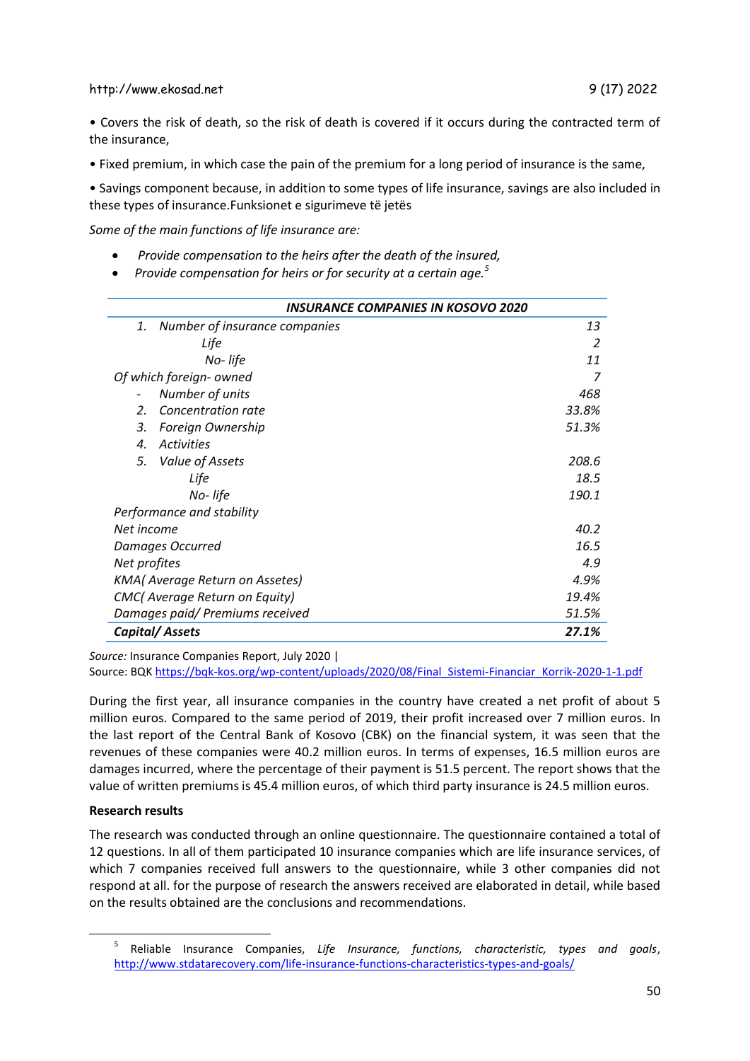• Covers the risk of death, so the risk of death is covered if it occurs during the contracted term of the insurance,

• Fixed premium, in which case the pain of the premium for a long period of insurance is the same,

• Savings component because, in addition to some types of life insurance, savings are also included in these types of insurance.Funksionet e sigurimeve të jetës

*Some of the main functions of life insurance are:*

- *Provide compensation to the heirs after the death of the insured,*
- *Provide compensation for heirs or for security at a certain age.*[5]

| *INSURANCE COMPANIES IN KOSOVO 2020* | |
|---|---|
| *1. Number of insurance companies* | *13* |
| *Life* | *2* |
| *No- life* | *11* |
| *Of which foreign- owned* | *7* |
| *- Number of units* | *468* |
| *2. Concentration rate* | *33.8%* |
| *3. Foreign Ownership* | *51.3%* |
| *4. Activities* | |
| *5. Value of Assets* | *208.6* |
| *Life* | *18.5* |
| *No- life* | *190.1* |
| *Performance and stability* | |
| *Net income* | *40.2* |
| *Damages Occurred* | *16.5* |
| *Net profites* | *4.9* |
| *KMA( Average Return on Assetes)* | *4.9%* |
| *CMC( Average Return on Equity)* | *19.4%* |
| *Damages paid/ Premiums received* | *51.5%* |
| ***Capital/ Assets*** | ***27.1%*** |

*Source:* Insurance Companies Report, July 2020 |
Source: BQK https://bqk-kos.org/wp-content/uploads/2020/08/Final_Sistemi-Financiar_Korrik-2020-1-1.pdf

During the first year, all insurance companies in the country have created a net profit of about 5 million euros. Compared to the same period of 2019, their profit increased over 7 million euros. In the last report of the Central Bank of Kosovo (CBK) on the financial system, it was seen that the revenues of these companies were 40.2 million euros. In terms of expenses, 16.5 million euros are damages incurred, where the percentage of their payment is 51.5 percent. The report shows that the value of written premiums is 45.4 million euros, of which third party insurance is 24.5 million euros.

**Research results**

The research was conducted through an online questionnaire. The questionnaire contained a total of 12 questions. In all of them participated 10 insurance companies which are life insurance services, of which 7 companies received full answers to the questionnaire, while 3 other companies did not respond at all. for the purpose of research the answers received are elaborated in detail, while based on the results obtained are the conclusions and recommendations.

---

[5] Reliable Insurance Companies, *Life Insurance, functions, characteristic, types and goals*, http://www.stdatarecovery.com/life-insurance-functions-characteristics-types-and-goals/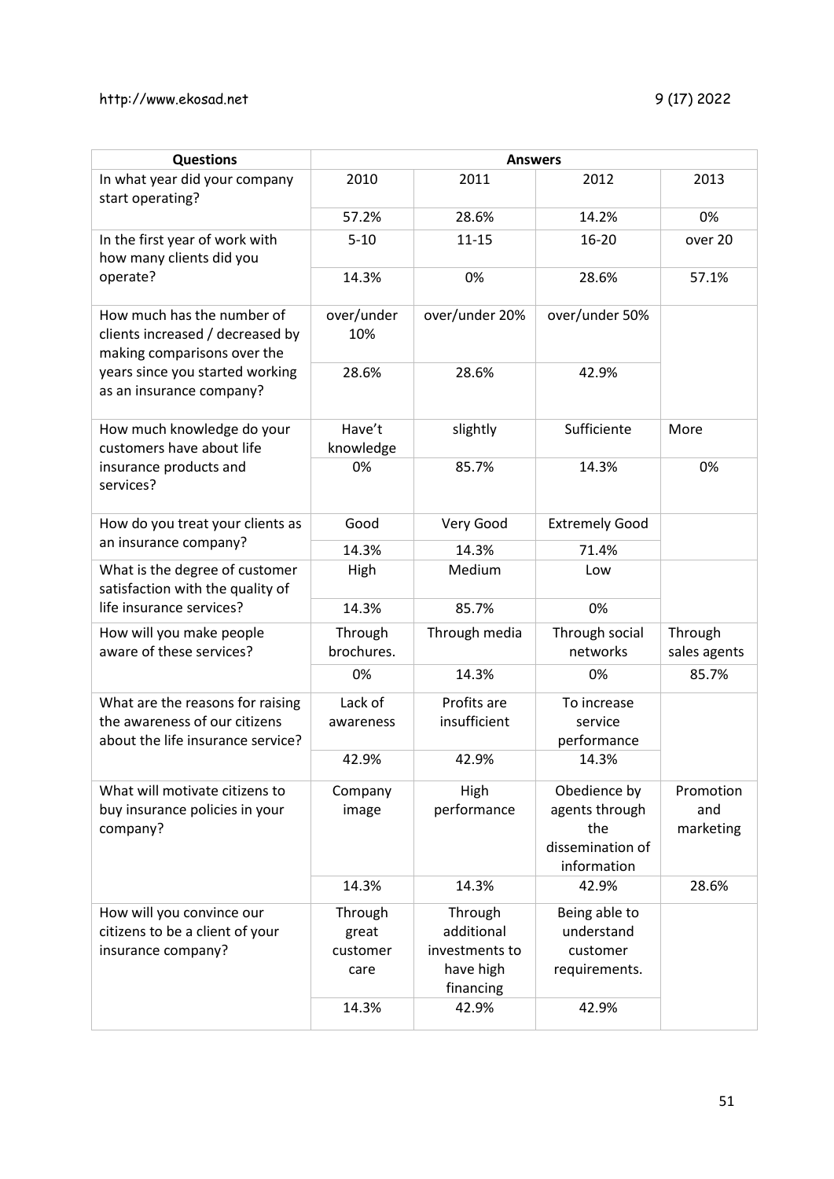| Questions | Answers | | | |
|---|---|---|---|---|
| In what year did your company start operating? | 2010 | 2011 | 2012 | 2013 |
| | 57.2% | 28.6% | 14.2% | 0% |
| In the first year of work with how many clients did you operate? | 5-10 | 11-15 | 16-20 | over 20 |
| | 14.3% | 0% | 28.6% | 57.1% |
| How much has the number of clients increased / decreased by making comparisons over the years since you started working as an insurance company? | over/under 10% | over/under 20% | over/under 50% | |
| | 28.6% | 28.6% | 42.9% | |
| How much knowledge do your customers have about life insurance products and services? | Have't knowledge | slightly | Sufficiente | More |
| | 0% | 85.7% | 14.3% | 0% |
| How do you treat your clients as an insurance company? | Good | Very Good | Extremely Good | |
| | 14.3% | 14.3% | 71.4% | |
| What is the degree of customer satisfaction with the quality of life insurance services? | High | Medium | Low | |
| | 14.3% | 85.7% | 0% | |
| How will you make people aware of these services? | Through brochures. | Through media | Through social networks | Through sales agents |
| | 0% | 14.3% | 0% | 85.7% |
| What are the reasons for raising the awareness of our citizens about the life insurance service? | Lack of awareness | Profits are insufficient | To increase service performance | |
| | 42.9% | 42.9% | 14.3% | |
| What will motivate citizens to buy insurance policies in your company? | Company image | High performance | Obedience by agents through the dissemination of information | Promotion and marketing |
| | 14.3% | 14.3% | 42.9% | 28.6% |
| How will you convince our citizens to be a client of your insurance company? | Through great customer care | Through additional investments to have high financing | Being able to understand customer requirements. | |
| | 14.3% | 42.9% | 42.9% | |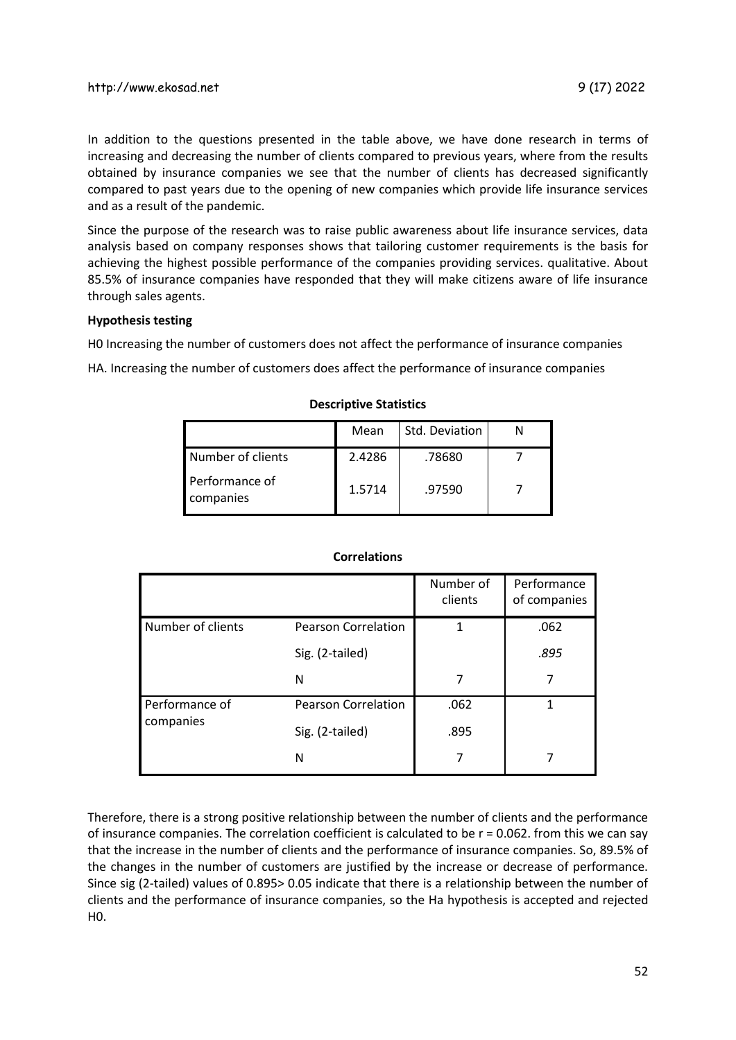In addition to the questions presented in the table above, we have done research in terms of increasing and decreasing the number of clients compared to previous years, where from the results obtained by insurance companies we see that the number of clients has decreased significantly compared to past years due to the opening of new companies which provide life insurance services and as a result of the pandemic.

Since the purpose of the research was to raise public awareness about life insurance services, data analysis based on company responses shows that tailoring customer requirements is the basis for achieving the highest possible performance of the companies providing services. qualitative. About 85.5% of insurance companies have responded that they will make citizens aware of life insurance through sales agents.

**Hypothesis testing**

H0 Increasing the number of customers does not affect the performance of insurance companies

HA. Increasing the number of customers does affect the performance of insurance companies

**Descriptive Statistics**

| | Mean | Std. Deviation | N |
|---|---|---|---|
| Number of clients | 2.4286 | .78680 | 7 |
| Performance of companies | 1.5714 | .97590 | 7 |

**Correlations**

| | | Number of clients | Performance of companies |
|---|---|---|---|
| Number of clients | Pearson Correlation | 1 | .062 |
| | Sig. (2-tailed) | | *.895* |
| | N | 7 | 7 |
| Performance of companies | Pearson Correlation | .062 | 1 |
| | Sig. (2-tailed) | .895 | |
| | N | 7 | 7 |

Therefore, there is a strong positive relationship between the number of clients and the performance of insurance companies. The correlation coefficient is calculated to be $r = 0.062$. from this we can say that the increase in the number of clients and the performance of insurance companies. So, 89.5% of the changes in the number of customers are justified by the increase or decrease of performance. Since sig (2-tailed) values of $0.895 > 0.05$ indicate that there is a relationship between the number of clients and the performance of insurance companies, so the Ha hypothesis is accepted and rejected H0.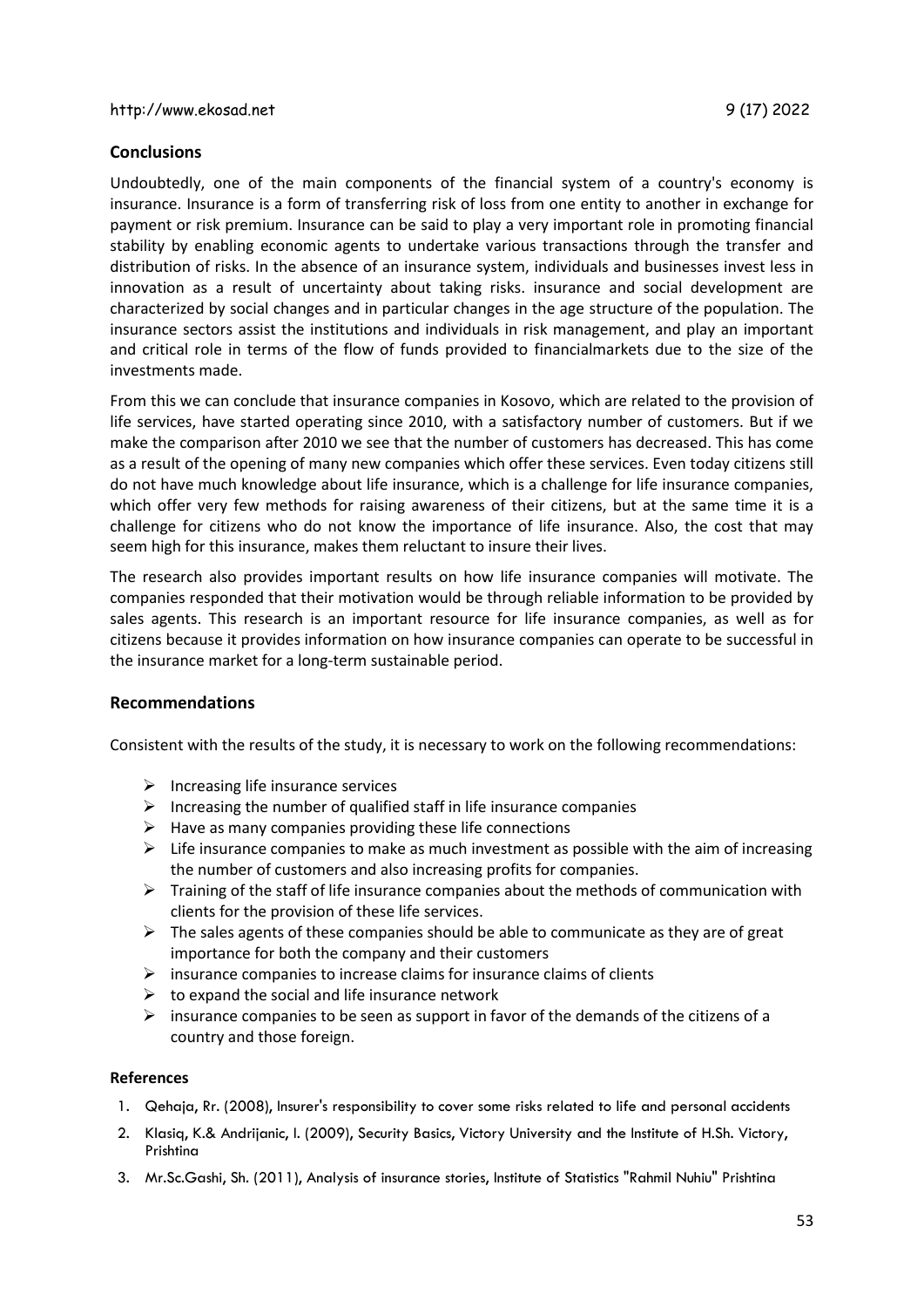## Conclusions

Undoubtedly, one of the main components of the financial system of a country's economy is insurance. Insurance is a form of transferring risk of loss from one entity to another in exchange for payment or risk premium. Insurance can be said to play a very important role in promoting financial stability by enabling economic agents to undertake various transactions through the transfer and distribution of risks. In the absence of an insurance system, individuals and businesses invest less in innovation as a result of uncertainty about taking risks. insurance and social development are characterized by social changes and in particular changes in the age structure of the population. The insurance sectors assist the institutions and individuals in risk management, and play an important and critical role in terms of the flow of funds provided to financialmarkets due to the size of the investments made.

From this we can conclude that insurance companies in Kosovo, which are related to the provision of life services, have started operating since 2010, with a satisfactory number of customers. But if we make the comparison after 2010 we see that the number of customers has decreased. This has come as a result of the opening of many new companies which offer these services. Even today citizens still do not have much knowledge about life insurance, which is a challenge for life insurance companies, which offer very few methods for raising awareness of their citizens, but at the same time it is a challenge for citizens who do not know the importance of life insurance. Also, the cost that may seem high for this insurance, makes them reluctant to insure their lives.

The research also provides important results on how life insurance companies will motivate. The companies responded that their motivation would be through reliable information to be provided by sales agents. This research is an important resource for life insurance companies, as well as for citizens because it provides information on how insurance companies can operate to be successful in the insurance market for a long-term sustainable period.

## Recommendations

Consistent with the results of the study, it is necessary to work on the following recommendations:

- Increasing life insurance services
- Increasing the number of qualified staff in life insurance companies
- Have as many companies providing these life connections
- Life insurance companies to make as much investment as possible with the aim of increasing the number of customers and also increasing profits for companies.
- Training of the staff of life insurance companies about the methods of communication with clients for the provision of these life services.
- The sales agents of these companies should be able to communicate as they are of great importance for both the company and their customers
- insurance companies to increase claims for insurance claims of clients
- to expand the social and life insurance network
- insurance companies to be seen as support in favor of the demands of the citizens of a country and those foreign.

### References

1. Qehaja, Rr. (2008), Insurer's responsibility to cover some risks related to life and personal accidents
2. Klasiq, K.& Andrijanic, I. (2009), Security Basics, Victory University and the Institute of H.Sh. Victory, Prishtina
3. Mr.Sc.Gashi, Sh. (2011), Analysis of insurance stories, Institute of Statistics "Rahmil Nuhiu" Prishtina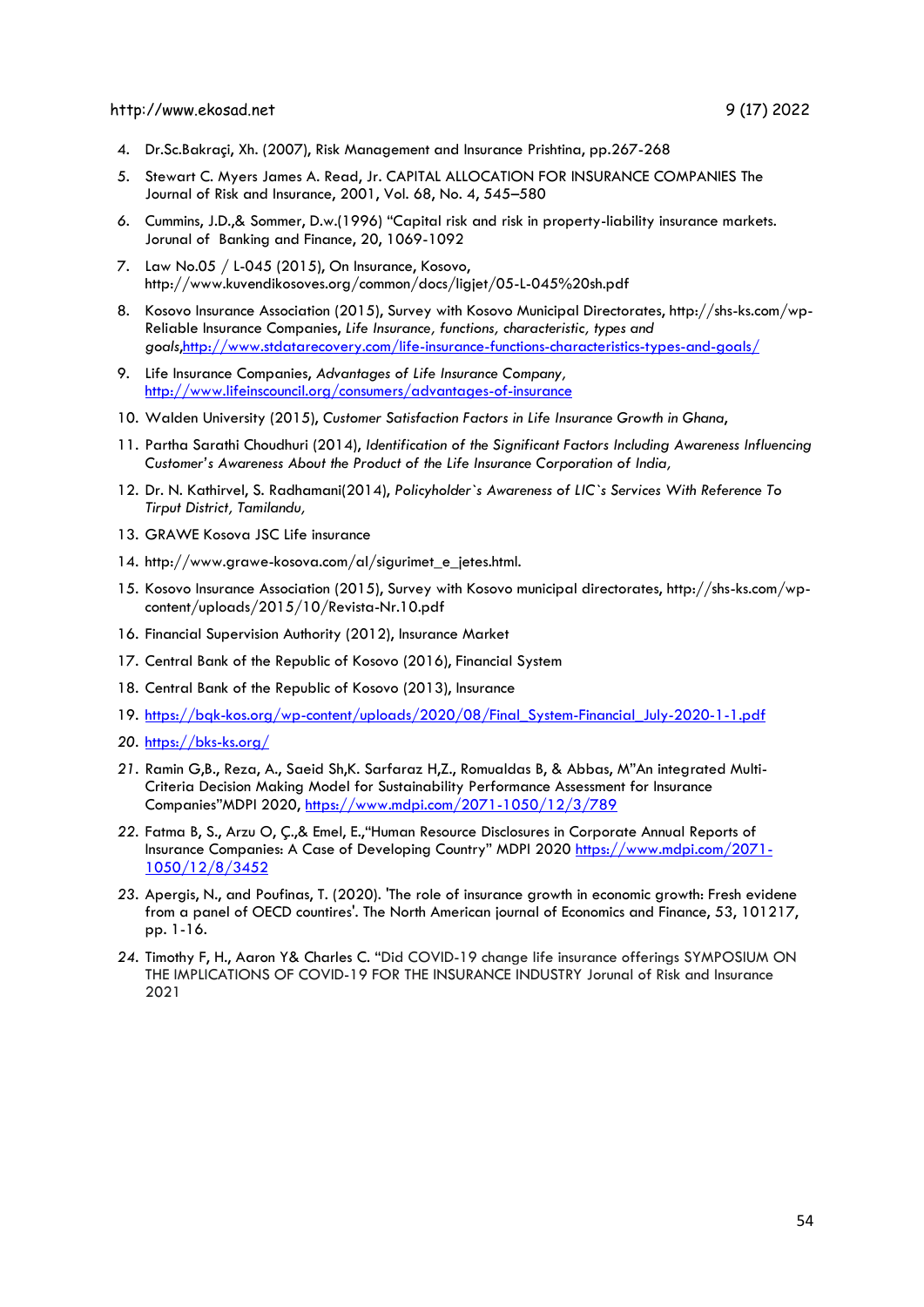4. Dr.Sc.Bakraçi, Xh. (2007), Risk Management and Insurance Prishtina, pp.267-268
5. Stewart C. Myers James A. Read, Jr. CAPITAL ALLOCATION FOR INSURANCE COMPANIES The Journal of Risk and Insurance, 2001, Vol. 68, No. 4, 545–580
6. Cummins, J.D.,& Sommer, D.w.(1996) "Capital risk and risk in property-liability insurance markets. Jorunal of Banking and Finance, 20, 1069-1092
7. Law No.05 / L-045 (2015), On Insurance, Kosovo, http://www.kuvendikosoves.org/common/docs/ligjet/05-L-045%20sh.pdf
8. Kosovo Insurance Association (2015), Survey with Kosovo Municipal Directorates, http://shs-ks.com/wp-Reliable Insurance Companies, *Life Insurance, functions, characteristic, types and goals*,http://www.stdatarecovery.com/life-insurance-functions-characteristics-types-and-goals/
9. Life Insurance Companies, *Advantages of Life Insurance Company*, http://www.lifeinscouncil.org/consumers/advantages-of-insurance
10. Walden University (2015), *Customer Satisfaction Factors in Life Insurance Growth in Ghana*,
11. Partha Sarathi Choudhuri (2014), *Identification of the Significant Factors Including Awareness Influencing Customer's Awareness About the Product of the Life Insurance Corporation of India,*
12. Dr. N. Kathirvel, S. Radhamani(2014), *Policyholder`s Awareness of LIC`s Services With Reference To Tirput District, Tamilandu,*
13. GRAWE Kosova JSC Life insurance
14. http://www.grawe-kosova.com/al/sigurimet_e_jetes.html.
15. Kosovo Insurance Association (2015), Survey with Kosovo municipal directorates, http://shs-ks.com/wp-content/uploads/2015/10/Revista-Nr.10.pdf
16. Financial Supervision Authority (2012), Insurance Market
17. Central Bank of the Republic of Kosovo (2016), Financial System
18. Central Bank of the Republic of Kosovo (2013), Insurance
19. https://bqk-kos.org/wp-content/uploads/2020/08/Final_System-Financial_July-2020-1-1.pdf
20. https://bks-ks.org/
21. Ramin G,B., Reza, A., Saeid Sh,K. Sarfaraz H,Z., Romualdas B, & Abbas, M"An integrated Multi-Criteria Decision Making Model for Sustainability Performance Assessment for Insurance Companies"MDPI 2020, https://www.mdpi.com/2071-1050/12/3/789
22. Fatma B, S., Arzu O, Ç.,& Emel, E.,"Human Resource Disclosures in Corporate Annual Reports of Insurance Companies: A Case of Developing Country" MDPI 2020 https://www.mdpi.com/2071-1050/12/8/3452
23. Apergis, N., and Poufinas, T. (2020). 'The role of insurance growth in economic growth: Fresh evidene from a panel of OECD countires'. The North American journal of Economics and Finance, 53, 101217, pp. 1-16.
24. Timothy F, H., Aaron Y& Charles C. "Did COVID-19 change life insurance offerings SYMPOSIUM ON THE IMPLICATIONS OF COVID-19 FOR THE INSURANCE INDUSTRY Jorunal of Risk and Insurance 2021